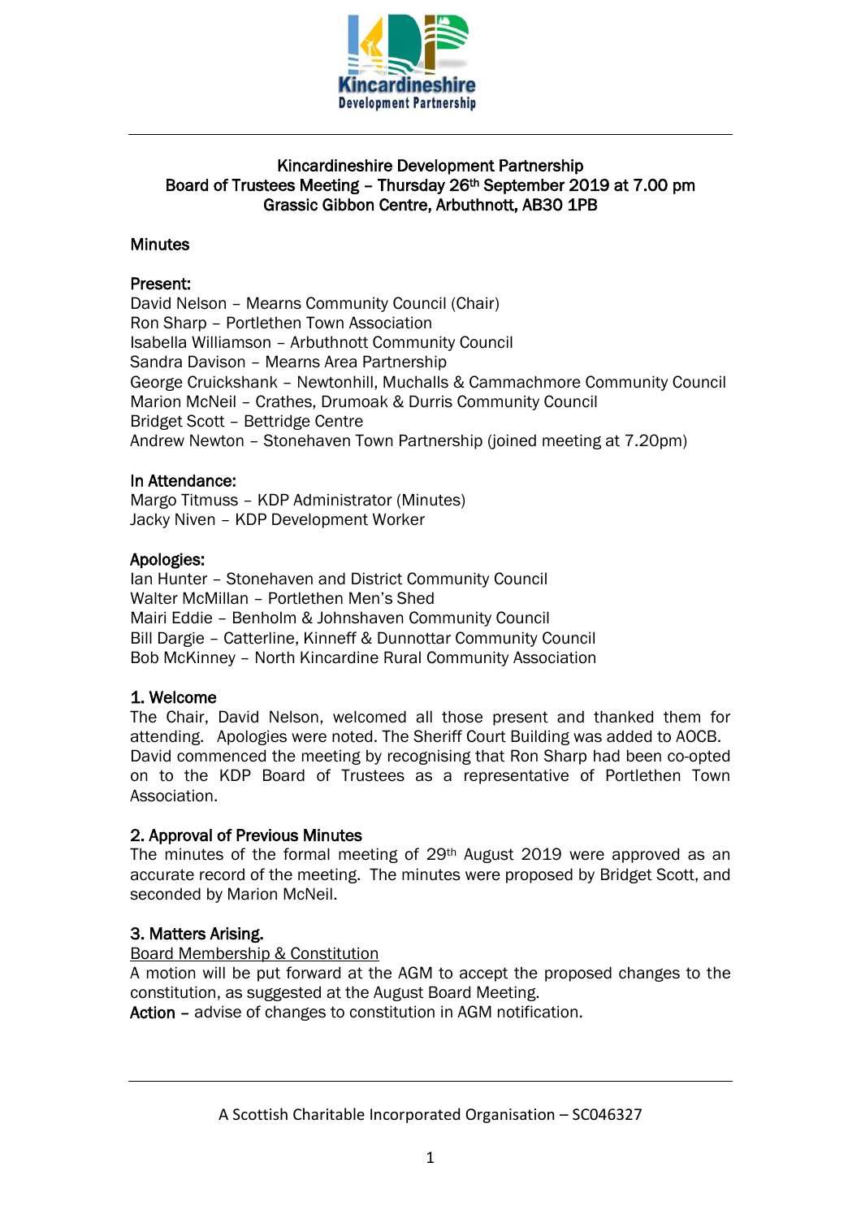Kincardineshire Development Partnership

# Kincardineshire Development Partnership
## Board of Trustees Meeting – Thursday 26th September 2019 at 7.00 pm
## Grassic Gibbon Centre, Arbuthnott, AB30 1PB

## Minutes

**Present:**
David Nelson – Mearns Community Council (Chair)
Ron Sharp – Portlethen Town Association
Isabella Williamson – Arbuthnott Community Council
Sandra Davison – Mearns Area Partnership
George Cruickshank – Newtonhill, Muchalls & Cammachmore Community Council
Marion McNeil – Crathes, Drumoak & Durris Community Council
Bridget Scott – Bettridge Centre
Andrew Newton – Stonehaven Town Partnership (joined meeting at 7.20pm)

**In Attendance:**
Margo Titmuss – KDP Administrator (Minutes)
Jacky Niven – KDP Development Worker

**Apologies:**
Ian Hunter – Stonehaven and District Community Council
Walter McMillan – Portlethen Men's Shed
Mairi Eddie – Benholm & Johnshaven Community Council
Bill Dargie – Catterline, Kinneff & Dunnottar Community Council
Bob McKinney – North Kincardine Rural Community Association

### 1. Welcome
The Chair, David Nelson, welcomed all those present and thanked them for attending. Apologies were noted. The Sheriff Court Building was added to AOCB. David commenced the meeting by recognising that Ron Sharp had been co-opted on to the KDP Board of Trustees as a representative of Portlethen Town Association.

### 2. Approval of Previous Minutes
The minutes of the formal meeting of 29th August 2019 were approved as an accurate record of the meeting. The minutes were proposed by Bridget Scott, and seconded by Marion McNeil.

### 3. Matters Arising.
Board Membership & Constitution
A motion will be put forward at the AGM to accept the proposed changes to the constitution, as suggested at the August Board Meeting.
**Action** – advise of changes to constitution in AGM notification.

A Scottish Charitable Incorporated Organisation – SC046327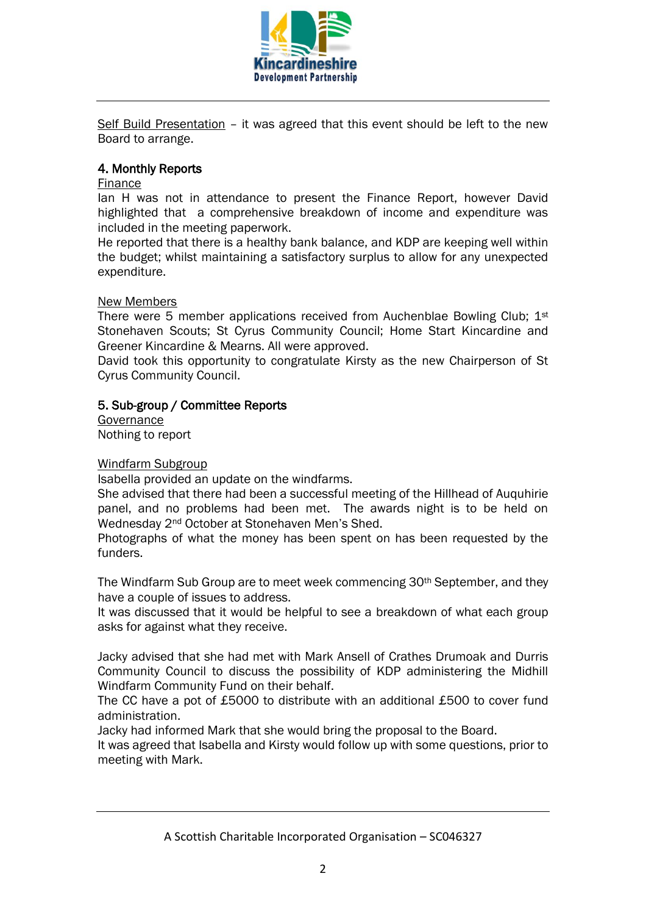Self Build Presentation – it was agreed that this event should be left to the new Board to arrange.

## 4. Monthly Reports

Finance

Ian H was not in attendance to present the Finance Report, however David highlighted that a comprehensive breakdown of income and expenditure was included in the meeting paperwork.

He reported that there is a healthy bank balance, and KDP are keeping well within the budget; whilst maintaining a satisfactory surplus to allow for any unexpected expenditure.

New Members

There were 5 member applications received from Auchenblae Bowling Club; 1st Stonehaven Scouts; St Cyrus Community Council; Home Start Kincardine and Greener Kincardine & Mearns. All were approved.

David took this opportunity to congratulate Kirsty as the new Chairperson of St Cyrus Community Council.

## 5. Sub-group / Committee Reports

Governance

Nothing to report

Windfarm Subgroup

Isabella provided an update on the windfarms.

She advised that there had been a successful meeting of the Hillhead of Auquhirie panel, and no problems had been met. The awards night is to be held on Wednesday 2nd October at Stonehaven Men's Shed.

Photographs of what the money has been spent on has been requested by the funders.

The Windfarm Sub Group are to meet week commencing 30th September, and they have a couple of issues to address.

It was discussed that it would be helpful to see a breakdown of what each group asks for against what they receive.

Jacky advised that she had met with Mark Ansell of Crathes Drumoak and Durris Community Council to discuss the possibility of KDP administering the Midhill Windfarm Community Fund on their behalf.

The CC have a pot of £5000 to distribute with an additional £500 to cover fund administration.

Jacky had informed Mark that she would bring the proposal to the Board.

It was agreed that Isabella and Kirsty would follow up with some questions, prior to meeting with Mark.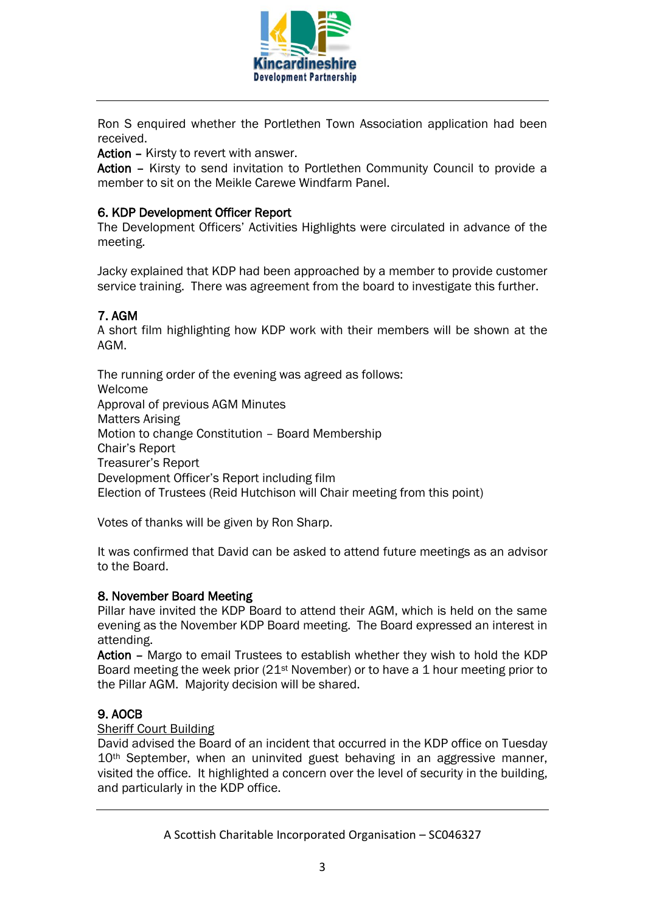Ron S enquired whether the Portlethen Town Association application had been received.

**Action** – Kirsty to revert with answer.

**Action** – Kirsty to send invitation to Portlethen Community Council to provide a member to sit on the Meikle Carewe Windfarm Panel.

## 6. KDP Development Officer Report

The Development Officers' Activities Highlights were circulated in advance of the meeting.

Jacky explained that KDP had been approached by a member to provide customer service training. There was agreement from the board to investigate this further.

## 7. AGM

A short film highlighting how KDP work with their members will be shown at the AGM.

The running order of the evening was agreed as follows:
Welcome
Approval of previous AGM Minutes
Matters Arising
Motion to change Constitution – Board Membership
Chair's Report
Treasurer's Report
Development Officer's Report including film
Election of Trustees (Reid Hutchison will Chair meeting from this point)

Votes of thanks will be given by Ron Sharp.

It was confirmed that David can be asked to attend future meetings as an advisor to the Board.

## 8. November Board Meeting

Pillar have invited the KDP Board to attend their AGM, which is held on the same evening as the November KDP Board meeting. The Board expressed an interest in attending.

**Action** – Margo to email Trustees to establish whether they wish to hold the KDP Board meeting the week prior (21st November) or to have a 1 hour meeting prior to the Pillar AGM. Majority decision will be shared.

## 9. AOCB

Sheriff Court Building

David advised the Board of an incident that occurred in the KDP office on Tuesday 10th September, when an uninvited guest behaving in an aggressive manner, visited the office. It highlighted a concern over the level of security in the building, and particularly in the KDP office.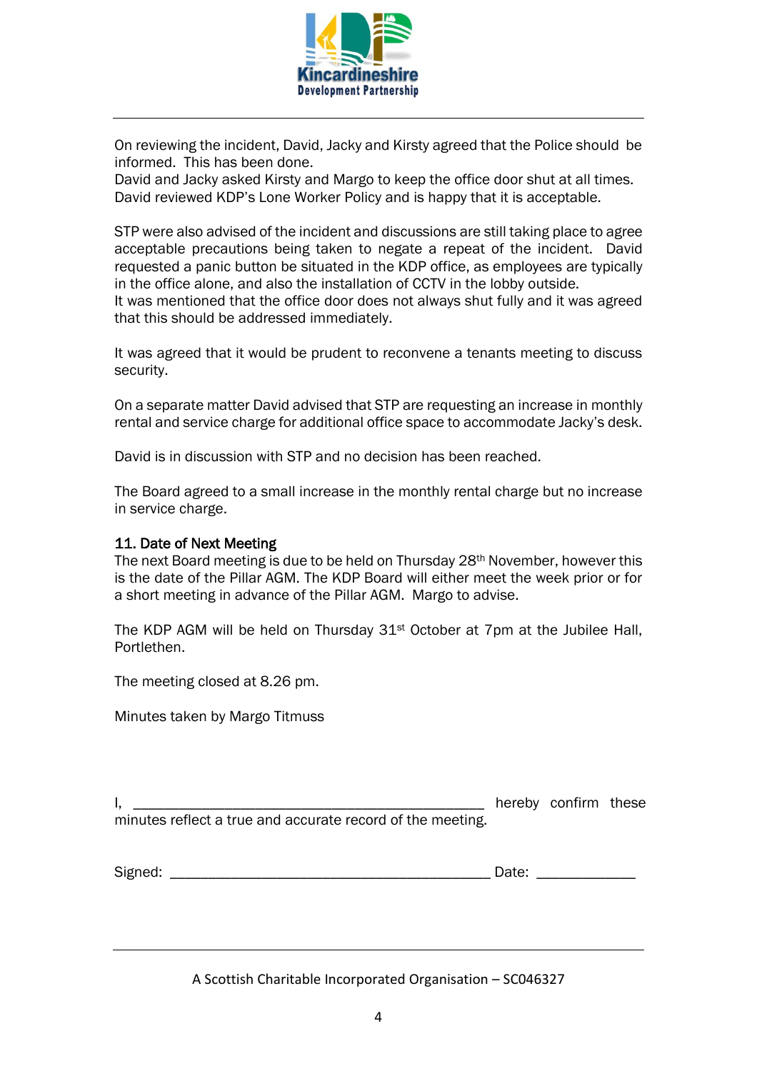On reviewing the incident, David, Jacky and Kirsty agreed that the Police should be informed. This has been done.
David and Jacky asked Kirsty and Margo to keep the office door shut at all times.
David reviewed KDP's Lone Worker Policy and is happy that it is acceptable.

STP were also advised of the incident and discussions are still taking place to agree acceptable precautions being taken to negate a repeat of the incident. David requested a panic button be situated in the KDP office, as employees are typically in the office alone, and also the installation of CCTV in the lobby outside.
It was mentioned that the office door does not always shut fully and it was agreed that this should be addressed immediately.

It was agreed that it would be prudent to reconvene a tenants meeting to discuss security.

On a separate matter David advised that STP are requesting an increase in monthly rental and service charge for additional office space to accommodate Jacky's desk.

David is in discussion with STP and no decision has been reached.

The Board agreed to a small increase in the monthly rental charge but no increase in service charge.

## 11. Date of Next Meeting

The next Board meeting is due to be held on Thursday 28th November, however this is the date of the Pillar AGM. The KDP Board will either meet the week prior or for a short meeting in advance of the Pillar AGM. Margo to advise.

The KDP AGM will be held on Thursday 31st October at 7pm at the Jubilee Hall, Portlethen.

The meeting closed at 8.26 pm.

Minutes taken by Margo Titmuss

I, _____________________________________________ hereby confirm these minutes reflect a true and accurate record of the meeting.

Signed: _________________________________________ Date: _____________

A Scottish Charitable Incorporated Organisation – SC046327